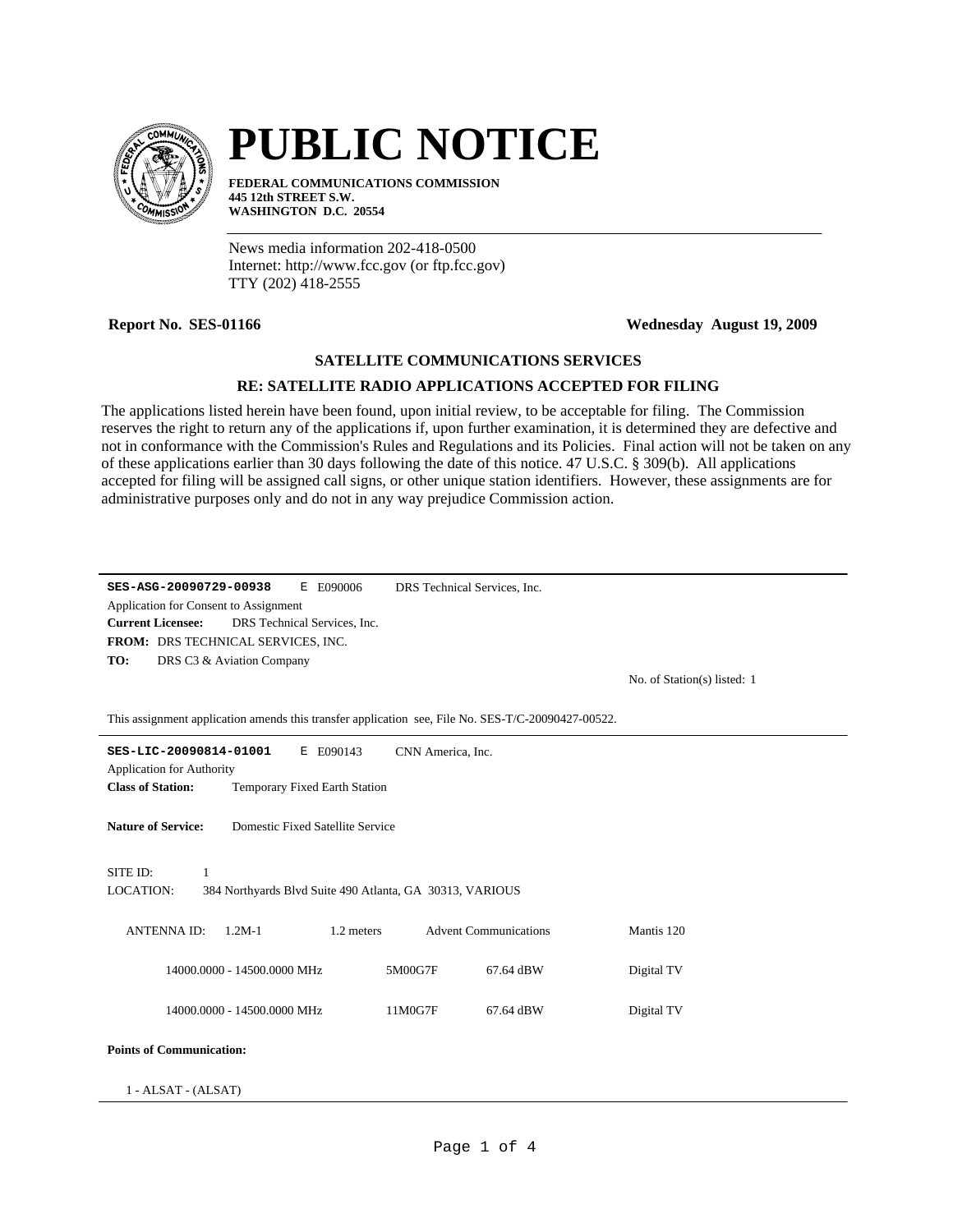# PUBLIC NOTICE

**FEDERAL COMMUNICATIONS COMMISSION**
**445 12th STREET S.W.**
**WASHINGTON D.C. 20554**

News media information 202-418-0500
Internet: http://www.fcc.gov (or ftp.fcc.gov)
TTY (202) 418-2555

**Report No. SES-01166** **Wednesday August 19, 2009**

**SATELLITE COMMUNICATIONS SERVICES**

**RE: SATELLITE RADIO APPLICATIONS ACCEPTED FOR FILING**

The applications listed herein have been found, upon initial review, to be acceptable for filing. The Commission reserves the right to return any of the applications if, upon further examination, it is determined they are defective and not in conformance with the Commission's Rules and Regulations and its Policies. Final action will not be taken on any of these applications earlier than 30 days following the date of this notice. 47 U.S.C. § 309(b). All applications accepted for filing will be assigned call signs, or other unique station identifiers. However, these assignments are for administrative purposes only and do not in any way prejudice Commission action.

---

**SES-ASG-20090729-00938** E E090006 DRS Technical Services, Inc.

Application for Consent to Assignment

**Current Licensee:** DRS Technical Services, Inc.

**FROM:** DRS TECHNICAL SERVICES, INC.

**TO:** DRS C3 & Aviation Company

No. of Station(s) listed: 1

This assignment application amends this transfer application see, File No. SES-T/C-20090427-00522.

---

**SES-LIC-20090814-01001** E E090143 CNN America, Inc.

Application for Authority

**Class of Station:** Temporary Fixed Earth Station

**Nature of Service:** Domestic Fixed Satellite Service

SITE ID: 1

LOCATION: 384 Northyards Blvd Suite 490 Atlanta, GA 30313, VARIOUS

ANTENNA ID: 1.2M-1 1.2 meters Advent Communications Mantis 120

| Frequency | Emission | Power | Description |
|---|---|---|---|
| 14000.0000 - 14500.0000 MHz | 5M00G7F | 67.64 dBW | Digital TV |
| 14000.0000 - 14500.0000 MHz | 11M0G7F | 67.64 dBW | Digital TV |

**Points of Communication:**

1 - ALSAT - (ALSAT)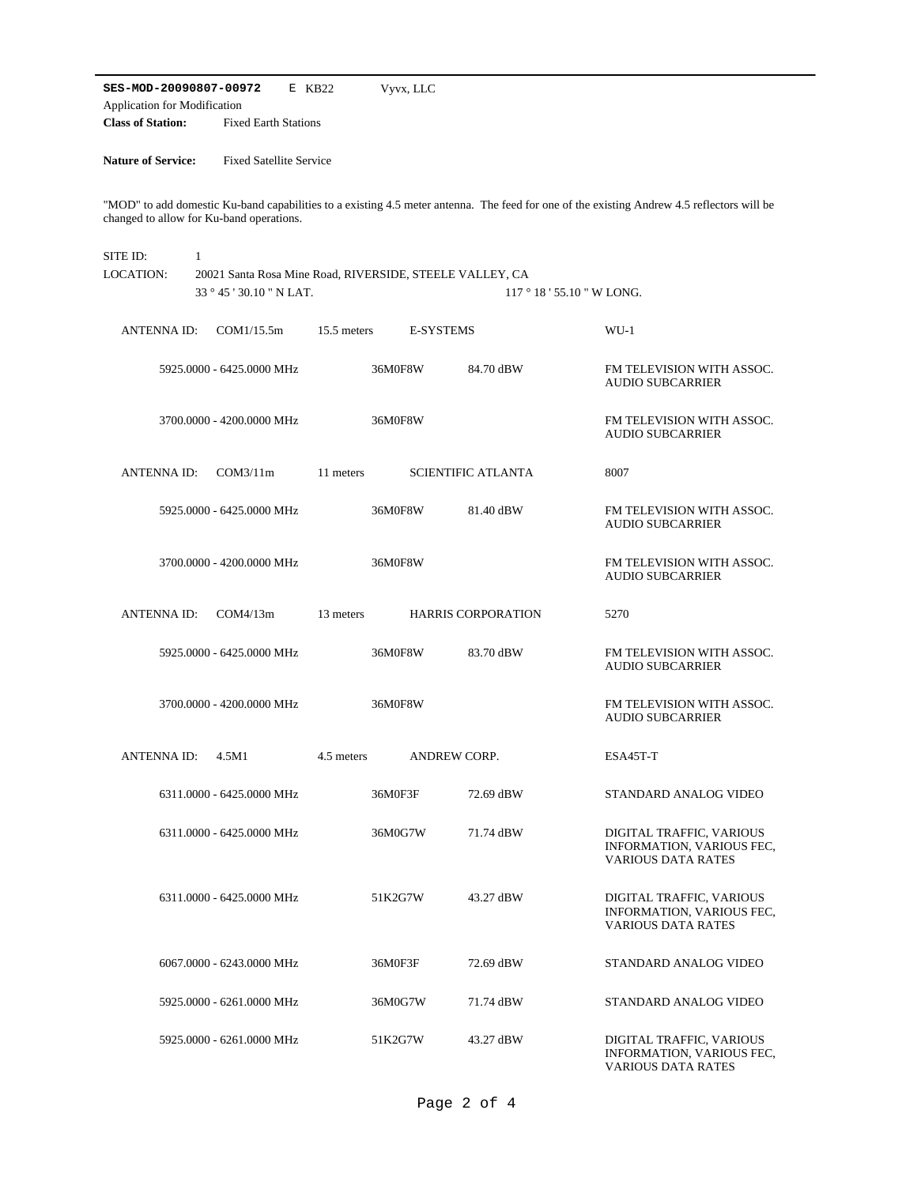**SES-MOD-20090807-00972** E KB22 Vyvx, LLC

Application for Modification

**Class of Station:** Fixed Earth Stations

**Nature of Service:** Fixed Satellite Service

"MOD" to add domestic Ku-band capabilities to a existing 4.5 meter antenna. The feed for one of the existing Andrew 4.5 reflectors will be changed to allow for Ku-band operations.

SITE ID: 1

LOCATION: 20021 Santa Rosa Mine Road, RIVERSIDE, STEELE VALLEY, CA

33 ° 45 ' 30.10 " N LAT. 117 ° 18 ' 55.10 " W LONG.

ANTENNA ID: COM1/15.5m 15.5 meters E-SYSTEMS WU-1

| Frequency | Emission | EIRP | Description |
|---|---|---|---|
| 5925.0000 - 6425.0000 MHz | 36M0F8W | 84.70 dBW | FM TELEVISION WITH ASSOC. AUDIO SUBCARRIER |
| 3700.0000 - 4200.0000 MHz | 36M0F8W | | FM TELEVISION WITH ASSOC. AUDIO SUBCARRIER |

ANTENNA ID: COM3/11m 11 meters SCIENTIFIC ATLANTA 8007

| Frequency | Emission | EIRP | Description |
|---|---|---|---|
| 5925.0000 - 6425.0000 MHz | 36M0F8W | 81.40 dBW | FM TELEVISION WITH ASSOC. AUDIO SUBCARRIER |
| 3700.0000 - 4200.0000 MHz | 36M0F8W | | FM TELEVISION WITH ASSOC. AUDIO SUBCARRIER |

ANTENNA ID: COM4/13m 13 meters HARRIS CORPORATION 5270

| Frequency | Emission | EIRP | Description |
|---|---|---|---|
| 5925.0000 - 6425.0000 MHz | 36M0F8W | 83.70 dBW | FM TELEVISION WITH ASSOC. AUDIO SUBCARRIER |
| 3700.0000 - 4200.0000 MHz | 36M0F8W | | FM TELEVISION WITH ASSOC. AUDIO SUBCARRIER |

ANTENNA ID: 4.5M1 4.5 meters ANDREW CORP. ESA45T-T

| Frequency | Emission | EIRP | Description |
|---|---|---|---|
| 6311.0000 - 6425.0000 MHz | 36M0F3F | 72.69 dBW | STANDARD ANALOG VIDEO |
| 6311.0000 - 6425.0000 MHz | 36M0G7W | 71.74 dBW | DIGITAL TRAFFIC, VARIOUS INFORMATION, VARIOUS FEC, VARIOUS DATA RATES |
| 6311.0000 - 6425.0000 MHz | 51K2G7W | 43.27 dBW | DIGITAL TRAFFIC, VARIOUS INFORMATION, VARIOUS FEC, VARIOUS DATA RATES |
| 6067.0000 - 6243.0000 MHz | 36M0F3F | 72.69 dBW | STANDARD ANALOG VIDEO |
| 5925.0000 - 6261.0000 MHz | 36M0G7W | 71.74 dBW | STANDARD ANALOG VIDEO |
| 5925.0000 - 6261.0000 MHz | 51K2G7W | 43.27 dBW | DIGITAL TRAFFIC, VARIOUS INFORMATION, VARIOUS FEC, VARIOUS DATA RATES |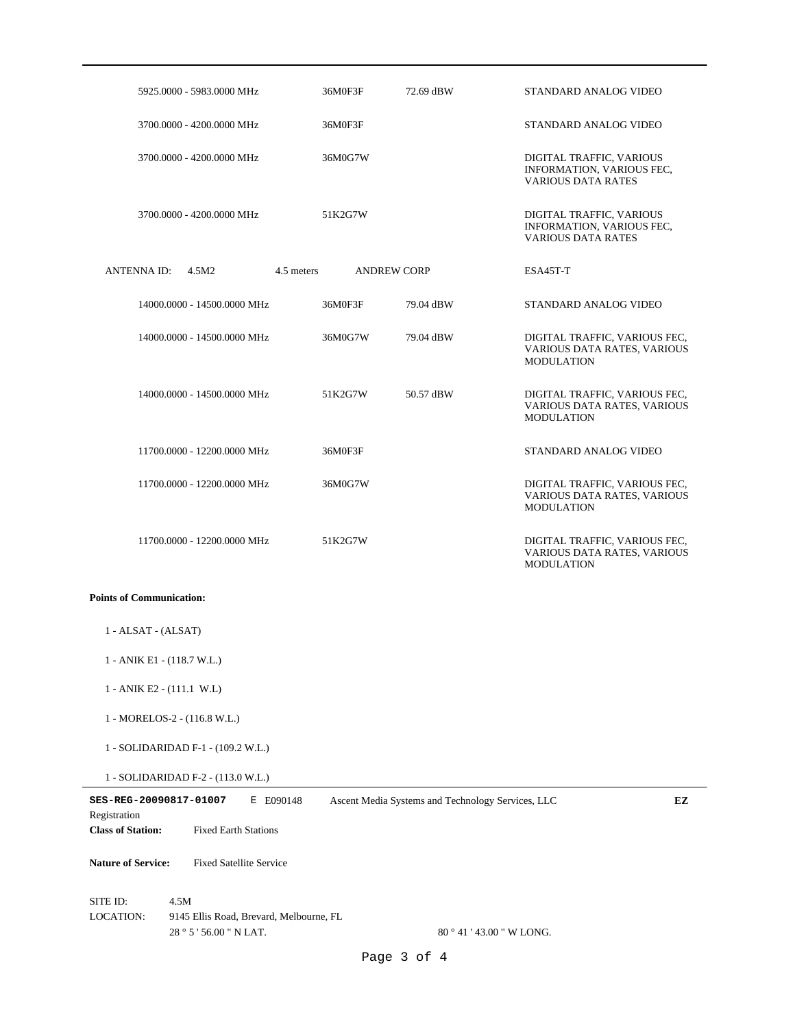| | | | |
|---|---|---|---|
| 5925.0000 - 5983.0000 MHz | 36M0F3F | 72.69 dBW | STANDARD ANALOG VIDEO |
| 3700.0000 - 4200.0000 MHz | 36M0F3F | | STANDARD ANALOG VIDEO |
| 3700.0000 - 4200.0000 MHz | 36M0G7W | | DIGITAL TRAFFIC, VARIOUS INFORMATION, VARIOUS FEC, VARIOUS DATA RATES |
| 3700.0000 - 4200.0000 MHz | 51K2G7W | | DIGITAL TRAFFIC, VARIOUS INFORMATION, VARIOUS FEC, VARIOUS DATA RATES |

ANTENNA ID: 4.5M2 4.5 meters ANDREW CORP ESA45T-T

| | | | |
|---|---|---|---|
| 14000.0000 - 14500.0000 MHz | 36M0F3F | 79.04 dBW | STANDARD ANALOG VIDEO |
| 14000.0000 - 14500.0000 MHz | 36M0G7W | 79.04 dBW | DIGITAL TRAFFIC, VARIOUS FEC, VARIOUS DATA RATES, VARIOUS MODULATION |
| 14000.0000 - 14500.0000 MHz | 51K2G7W | 50.57 dBW | DIGITAL TRAFFIC, VARIOUS FEC, VARIOUS DATA RATES, VARIOUS MODULATION |
| 11700.0000 - 12200.0000 MHz | 36M0F3F | | STANDARD ANALOG VIDEO |
| 11700.0000 - 12200.0000 MHz | 36M0G7W | | DIGITAL TRAFFIC, VARIOUS FEC, VARIOUS DATA RATES, VARIOUS MODULATION |
| 11700.0000 - 12200.0000 MHz | 51K2G7W | | DIGITAL TRAFFIC, VARIOUS FEC, VARIOUS DATA RATES, VARIOUS MODULATION |

**Points of Communication:**

1 - ALSAT - (ALSAT)

1 - ANIK E1 - (118.7 W.L.)

1 - ANIK E2 - (111.1 W.L)

1 - MORELOS-2 - (116.8 W.L.)

1 - SOLIDARIDAD F-1 - (109.2 W.L.)

1 - SOLIDARIDAD F-2 - (113.0 W.L.)

---

**SES-REG-20090817-01007** E E090148 Ascent Media Systems and Technology Services, LLC **EZ**

Registration

**Class of Station:** Fixed Earth Stations

**Nature of Service:** Fixed Satellite Service

SITE ID: 4.5M

LOCATION: 9145 Ellis Road, Brevard, Melbourne, FL

28 ° 5 ' 56.00 " N LAT. 80 ° 41 ' 43.00 " W LONG.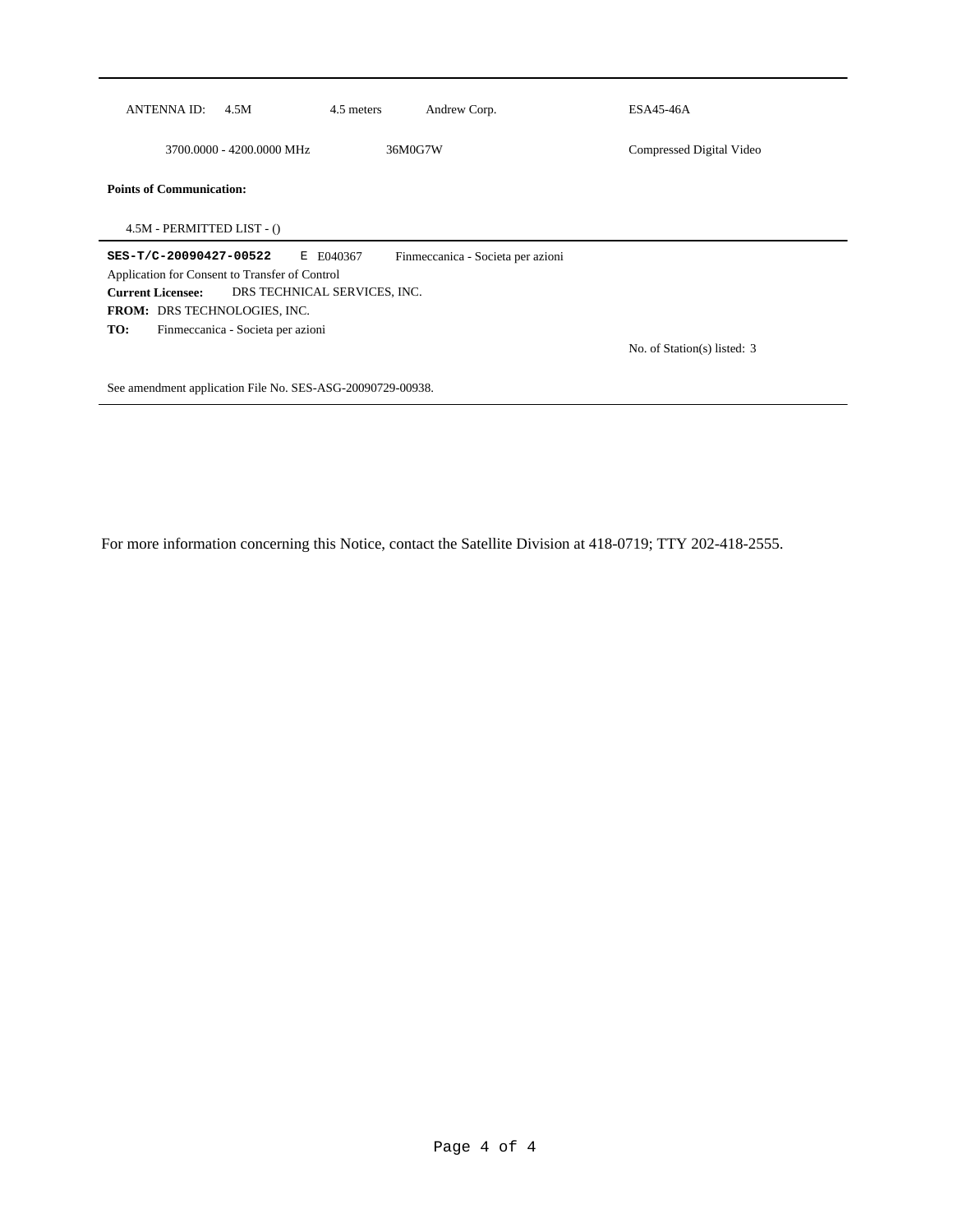ANTENNA ID: 4.5M 4.5 meters Andrew Corp. ESA45-46A

3700.0000 - 4200.0000 MHz 36M0G7W Compressed Digital Video

**Points of Communication:**

4.5M - PERMITTED LIST - ()

---

**SES-T/C-20090427-00522** E E040367 Finmeccanica - Societa per azioni

Application for Consent to Transfer of Control

**Current Licensee:** DRS TECHNICAL SERVICES, INC.

**FROM:** DRS TECHNOLOGIES, INC.

**TO:** Finmeccanica - Societa per azioni

No. of Station(s) listed: 3

See amendment application File No. SES-ASG-20090729-00938.

---

For more information concerning this Notice, contact the Satellite Division at 418-0719; TTY 202-418-2555.